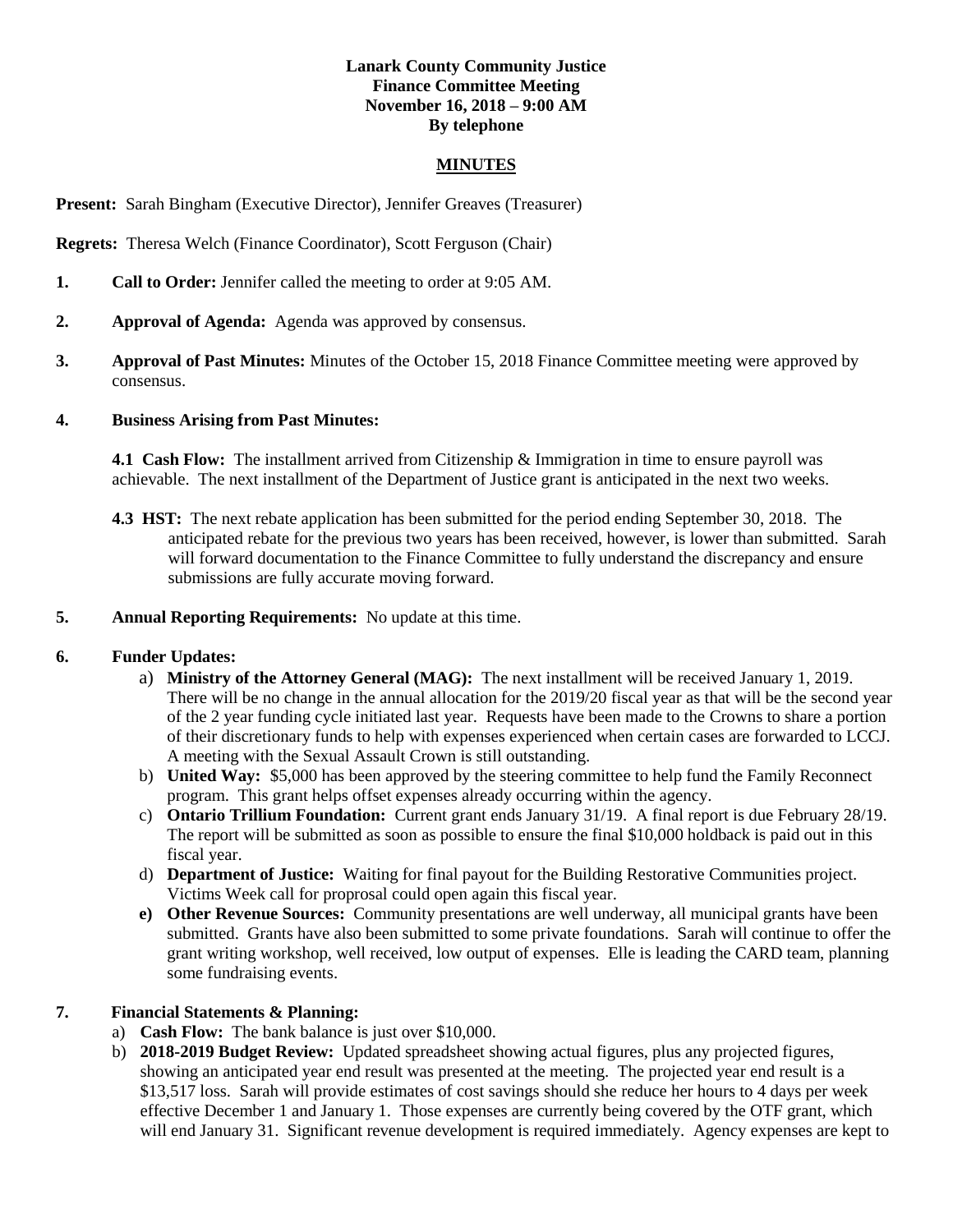**Lanark County Community Justice**
**Finance Committee Meeting**
**November 16, 2018 – 9:00 AM**
**By telephone**

**MINUTES**

**Present:** Sarah Bingham (Executive Director), Jennifer Greaves (Treasurer)

**Regrets:** Theresa Welch (Finance Coordinator), Scott Ferguson (Chair)

1. **Call to Order:** Jennifer called the meeting to order at 9:05 AM.

2. **Approval of Agenda:** Agenda was approved by consensus.

3. **Approval of Past Minutes:** Minutes of the October 15, 2018 Finance Committee meeting were approved by consensus.

4. **Business Arising from Past Minutes:**

   **4.1 Cash Flow:** The installment arrived from Citizenship & Immigration in time to ensure payroll was achievable. The next installment of the Department of Justice grant is anticipated in the next two weeks.

   **4.3 HST:** The next rebate application has been submitted for the period ending September 30, 2018. The anticipated rebate for the previous two years has been received, however, is lower than submitted. Sarah will forward documentation to the Finance Committee to fully understand the discrepancy and ensure submissions are fully accurate moving forward.

5. **Annual Reporting Requirements:** No update at this time.

6. **Funder Updates:**
   a) **Ministry of the Attorney General (MAG):** The next installment will be received January 1, 2019. There will be no change in the annual allocation for the 2019/20 fiscal year as that will be the second year of the 2 year funding cycle initiated last year. Requests have been made to the Crowns to share a portion of their discretionary funds to help with expenses experienced when certain cases are forwarded to LCCJ. A meeting with the Sexual Assault Crown is still outstanding.
   b) **United Way:** $5,000 has been approved by the steering committee to help fund the Family Reconnect program. This grant helps offset expenses already occurring within the agency.
   c) **Ontario Trillium Foundation:** Current grant ends January 31/19. A final report is due February 28/19. The report will be submitted as soon as possible to ensure the final $10,000 holdback is paid out in this fiscal year.
   d) **Department of Justice:** Waiting for final payout for the Building Restorative Communities project. Victims Week call for proprosal could open again this fiscal year.
   e) **Other Revenue Sources:** Community presentations are well underway, all municipal grants have been submitted. Grants have also been submitted to some private foundations. Sarah will continue to offer the grant writing workshop, well received, low output of expenses. Elle is leading the CARD team, planning some fundraising events.

7. **Financial Statements & Planning:**
   a) **Cash Flow:** The bank balance is just over $10,000.
   b) **2018-2019 Budget Review:** Updated spreadsheet showing actual figures, plus any projected figures, showing an anticipated year end result was presented at the meeting. The projected year end result is a $13,517 loss. Sarah will provide estimates of cost savings should she reduce her hours to 4 days per week effective December 1 and January 1. Those expenses are currently being covered by the OTF grant, which will end January 31. Significant revenue development is required immediately. Agency expenses are kept to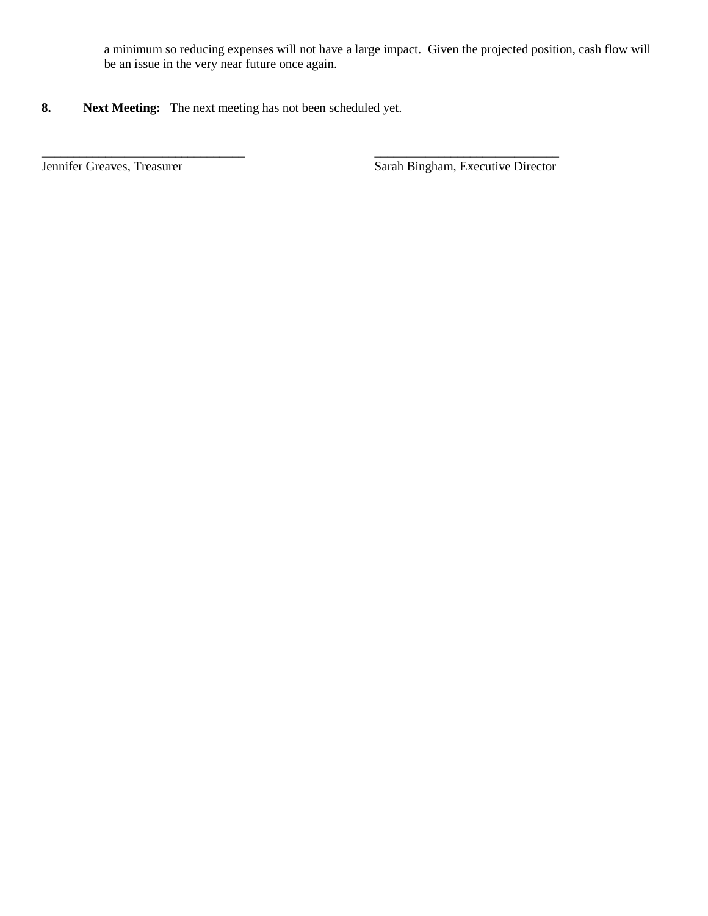a minimum so reducing expenses will not have a large impact. Given the projected position, cash flow will be an issue in the very near future once again.

**8. Next Meeting:** The next meeting has not been scheduled yet.

\_\_\_\_\_\_\_\_\_\_\_\_\_\_\_\_\_\_\_\_\_\_\_\_\_\_\_\_\_\_\_\_
Jennifer Greaves, Treasurer

\_\_\_\_\_\_\_\_\_\_\_\_\_\_\_\_\_\_\_\_\_\_\_\_\_\_\_\_\_\_\_\_
Sarah Bingham, Executive Director